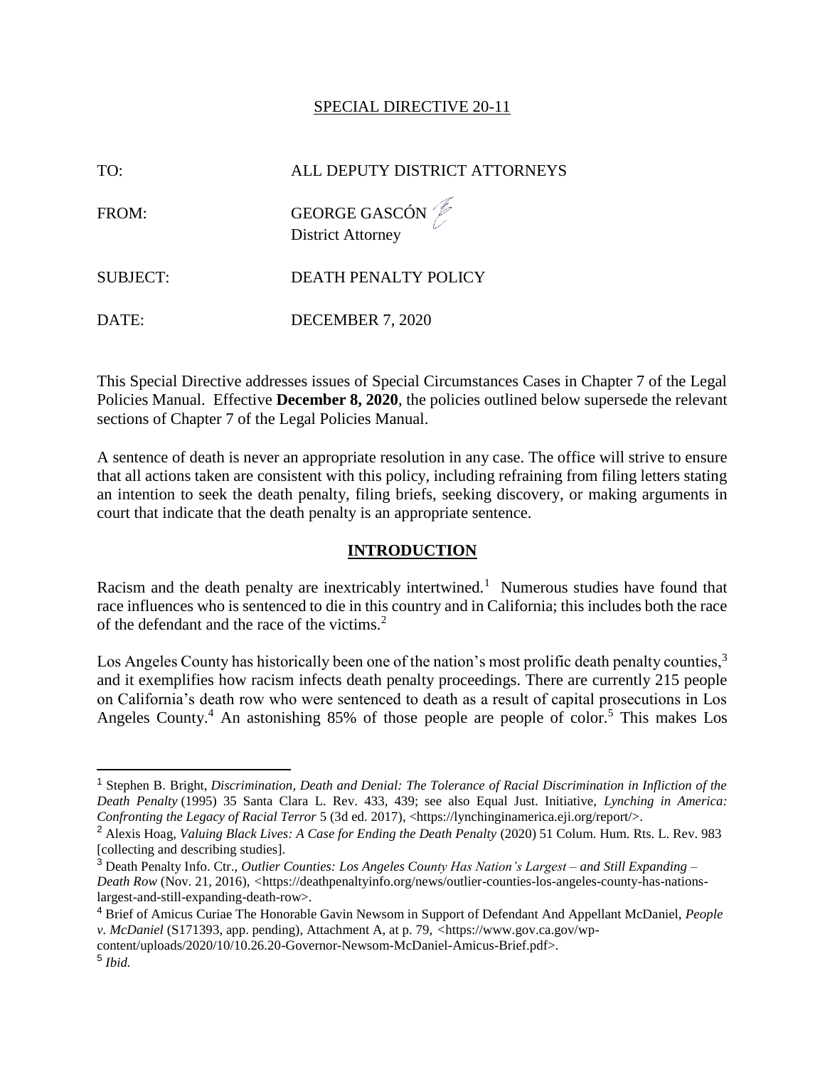SPECIAL DIRECTIVE 20-11

TO: ALL DEPUTY DISTRICT ATTORNEYS

FROM: GEORGE GASCÓN
District Attorney

SUBJECT: DEATH PENALTY POLICY

DATE: DECEMBER 7, 2020

This Special Directive addresses issues of Special Circumstances Cases in Chapter 7 of the Legal Policies Manual. Effective **December 8, 2020**, the policies outlined below supersede the relevant sections of Chapter 7 of the Legal Policies Manual.

A sentence of death is never an appropriate resolution in any case. The office will strive to ensure that all actions taken are consistent with this policy, including refraining from filing letters stating an intention to seek the death penalty, filing briefs, seeking discovery, or making arguments in court that indicate that the death penalty is an appropriate sentence.

## INTRODUCTION

Racism and the death penalty are inextricably intertwined.[1] Numerous studies have found that race influences who is sentenced to die in this country and in California; this includes both the race of the defendant and the race of the victims.[2]

Los Angeles County has historically been one of the nation's most prolific death penalty counties,[3] and it exemplifies how racism infects death penalty proceedings. There are currently 215 people on California's death row who were sentenced to death as a result of capital prosecutions in Los Angeles County.[4] An astonishing 85% of those people are people of color.[5] This makes Los

---

[1] Stephen B. Bright, *Discrimination, Death and Denial: The Tolerance of Racial Discrimination in Infliction of the Death Penalty* (1995) 35 Santa Clara L. Rev. 433, 439; see also Equal Just. Initiative, *Lynching in America: Confronting the Legacy of Racial Terror* 5 (3d ed. 2017), <https://lynchinginamerica.eji.org/report/>.

[2] Alexis Hoag, *Valuing Black Lives: A Case for Ending the Death Penalty* (2020) 51 Colum. Hum. Rts. L. Rev. 983 [collecting and describing studies].

[3] Death Penalty Info. Ctr., *Outlier Counties: Los Angeles County Has Nation's Largest – and Still Expanding – Death Row* (Nov. 21, 2016), <https://deathpenaltyinfo.org/news/outlier-counties-los-angeles-county-has-nations-largest-and-still-expanding-death-row>.

[4] Brief of Amicus Curiae The Honorable Gavin Newsom in Support of Defendant And Appellant McDaniel, *People v. McDaniel* (S171393, app. pending), Attachment A, at p. 79, <https://www.gov.ca.gov/wp-content/uploads/2020/10/10.26.20-Governor-Newsom-McDaniel-Amicus-Brief.pdf>.

[5] *Ibid.*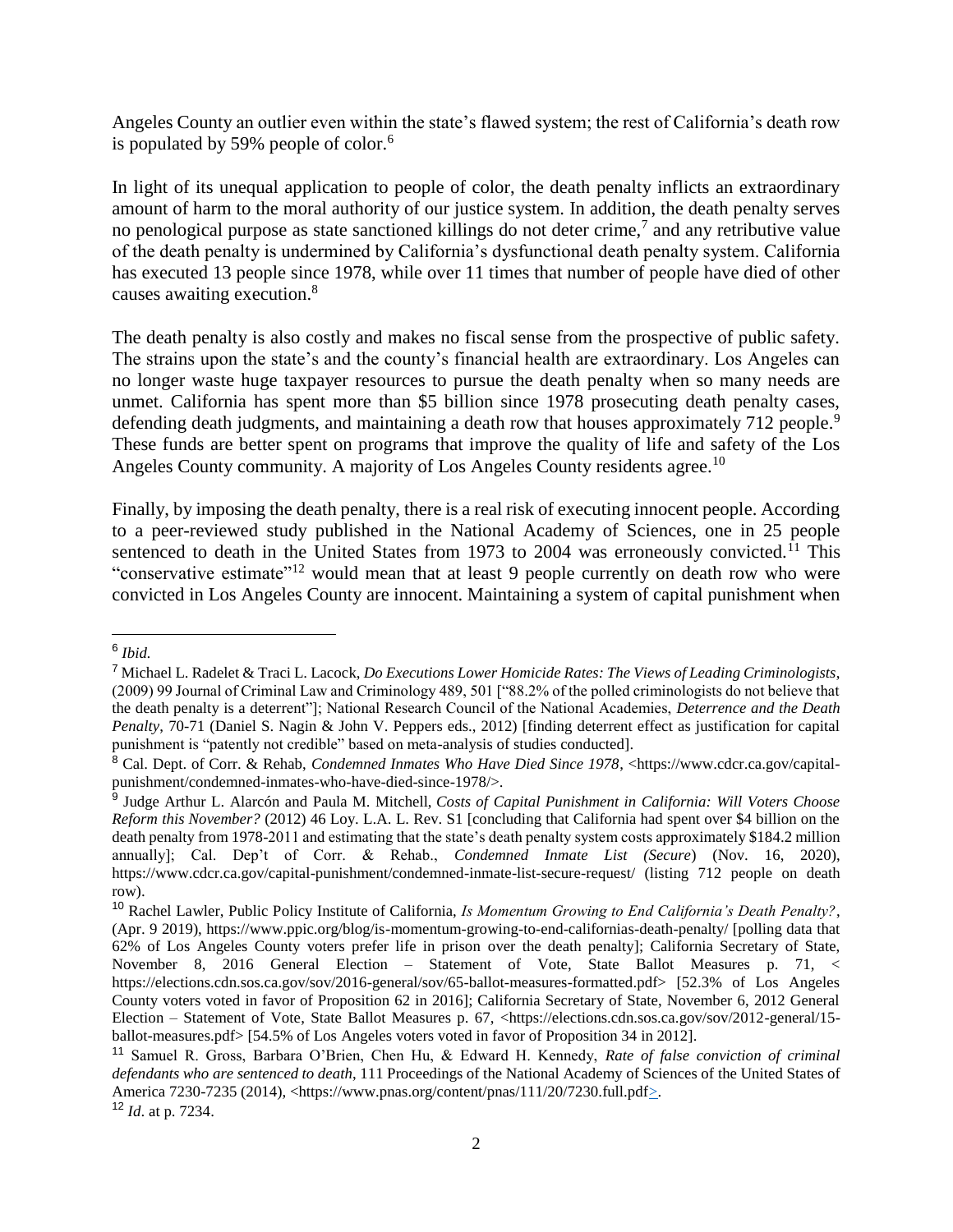Angeles County an outlier even within the state's flawed system; the rest of California's death row is populated by 59% people of color.[6]

In light of its unequal application to people of color, the death penalty inflicts an extraordinary amount of harm to the moral authority of our justice system. In addition, the death penalty serves no penological purpose as state sanctioned killings do not deter crime,[7] and any retributive value of the death penalty is undermined by California's dysfunctional death penalty system. California has executed 13 people since 1978, while over 11 times that number of people have died of other causes awaiting execution.[8]

The death penalty is also costly and makes no fiscal sense from the prospective of public safety. The strains upon the state's and the county's financial health are extraordinary. Los Angeles can no longer waste huge taxpayer resources to pursue the death penalty when so many needs are unmet. California has spent more than $5 billion since 1978 prosecuting death penalty cases, defending death judgments, and maintaining a death row that houses approximately 712 people.[9] These funds are better spent on programs that improve the quality of life and safety of the Los Angeles County community. A majority of Los Angeles County residents agree.[10]

Finally, by imposing the death penalty, there is a real risk of executing innocent people. According to a peer-reviewed study published in the National Academy of Sciences, one in 25 people sentenced to death in the United States from 1973 to 2004 was erroneously convicted.[11] This "conservative estimate"[12] would mean that at least 9 people currently on death row who were convicted in Los Angeles County are innocent. Maintaining a system of capital punishment when

---

[6] *Ibid.*

[7] Michael L. Radelet & Traci L. Lacock, *Do Executions Lower Homicide Rates: The Views of Leading Criminologists*, (2009) 99 Journal of Criminal Law and Criminology 489, 501 ["88.2% of the polled criminologists do not believe that the death penalty is a deterrent"]; National Research Council of the National Academies, *Deterrence and the Death Penalty*, 70-71 (Daniel S. Nagin & John V. Peppers eds., 2012) [finding deterrent effect as justification for capital punishment is "patently not credible" based on meta-analysis of studies conducted].

[8] Cal. Dept. of Corr. & Rehab, *Condemned Inmates Who Have Died Since 1978*, <https://www.cdcr.ca.gov/capital-punishment/condemned-inmates-who-have-died-since-1978/>.

[9] Judge Arthur L. Alarcón and Paula M. Mitchell, *Costs of Capital Punishment in California: Will Voters Choose Reform this November?* (2012) 46 Loy. L.A. L. Rev. S1 [concluding that California had spent over $4 billion on the death penalty from 1978-2011 and estimating that the state's death penalty system costs approximately $184.2 million annually]; Cal. Dep't of Corr. & Rehab., *Condemned Inmate List (Secure*) (Nov. 16, 2020), https://www.cdcr.ca.gov/capital-punishment/condemned-inmate-list-secure-request/ (listing 712 people on death row).

[10] Rachel Lawler, Public Policy Institute of California, *Is Momentum Growing to End California's Death Penalty?*, (Apr. 9 2019), https://www.ppic.org/blog/is-momentum-growing-to-end-californias-death-penalty/ [polling data that 62% of Los Angeles County voters prefer life in prison over the death penalty]; California Secretary of State, November 8, 2016 General Election – Statement of Vote, State Ballot Measures p. 71, < https://elections.cdn.sos.ca.gov/sov/2016-general/sov/65-ballot-measures-formatted.pdf> [52.3% of Los Angeles County voters voted in favor of Proposition 62 in 2016]; California Secretary of State, November 6, 2012 General Election – Statement of Vote, State Ballot Measures p. 67, <https://elections.cdn.sos.ca.gov/sov/2012-general/15-ballot-measures.pdf> [54.5% of Los Angeles voters voted in favor of Proposition 34 in 2012].

[11] Samuel R. Gross, Barbara O'Brien, Chen Hu, & Edward H. Kennedy, *Rate of false conviction of criminal defendants who are sentenced to death*, 111 Proceedings of the National Academy of Sciences of the United States of America 7230-7235 (2014), <https://www.pnas.org/content/pnas/111/20/7230.full.pdf>.

[12] *Id*. at p. 7234.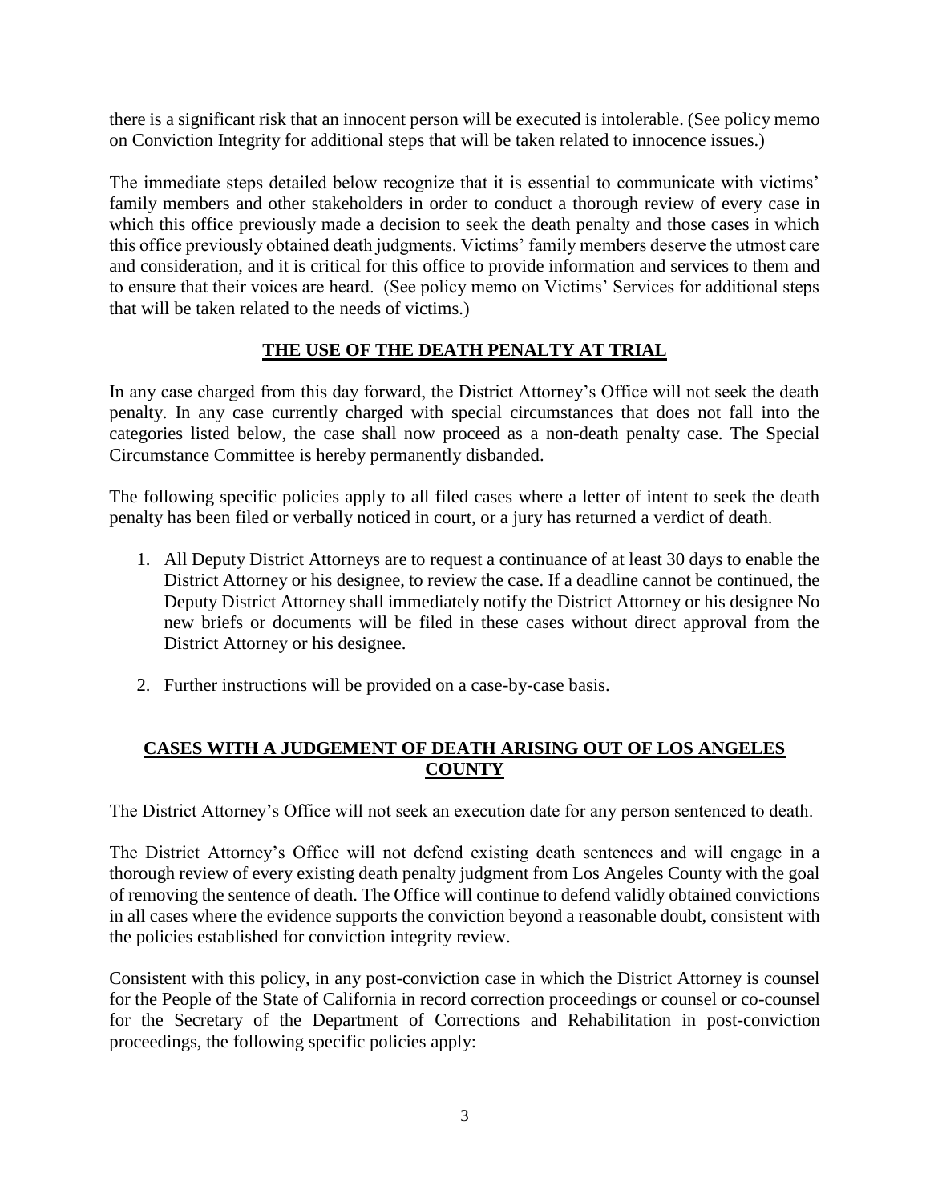there is a significant risk that an innocent person will be executed is intolerable. (See policy memo on Conviction Integrity for additional steps that will be taken related to innocence issues.)

The immediate steps detailed below recognize that it is essential to communicate with victims' family members and other stakeholders in order to conduct a thorough review of every case in which this office previously made a decision to seek the death penalty and those cases in which this office previously obtained death judgments. Victims' family members deserve the utmost care and consideration, and it is critical for this office to provide information and services to them and to ensure that their voices are heard. (See policy memo on Victims' Services for additional steps that will be taken related to the needs of victims.)

## THE USE OF THE DEATH PENALTY AT TRIAL

In any case charged from this day forward, the District Attorney's Office will not seek the death penalty. In any case currently charged with special circumstances that does not fall into the categories listed below, the case shall now proceed as a non-death penalty case. The Special Circumstance Committee is hereby permanently disbanded.

The following specific policies apply to all filed cases where a letter of intent to seek the death penalty has been filed or verbally noticed in court, or a jury has returned a verdict of death.

1. All Deputy District Attorneys are to request a continuance of at least 30 days to enable the District Attorney or his designee, to review the case. If a deadline cannot be continued, the Deputy District Attorney shall immediately notify the District Attorney or his designee No new briefs or documents will be filed in these cases without direct approval from the District Attorney or his designee.
2. Further instructions will be provided on a case-by-case basis.

## CASES WITH A JUDGEMENT OF DEATH ARISING OUT OF LOS ANGELES COUNTY

The District Attorney's Office will not seek an execution date for any person sentenced to death.

The District Attorney's Office will not defend existing death sentences and will engage in a thorough review of every existing death penalty judgment from Los Angeles County with the goal of removing the sentence of death. The Office will continue to defend validly obtained convictions in all cases where the evidence supports the conviction beyond a reasonable doubt, consistent with the policies established for conviction integrity review.

Consistent with this policy, in any post-conviction case in which the District Attorney is counsel for the People of the State of California in record correction proceedings or counsel or co-counsel for the Secretary of the Department of Corrections and Rehabilitation in post-conviction proceedings, the following specific policies apply: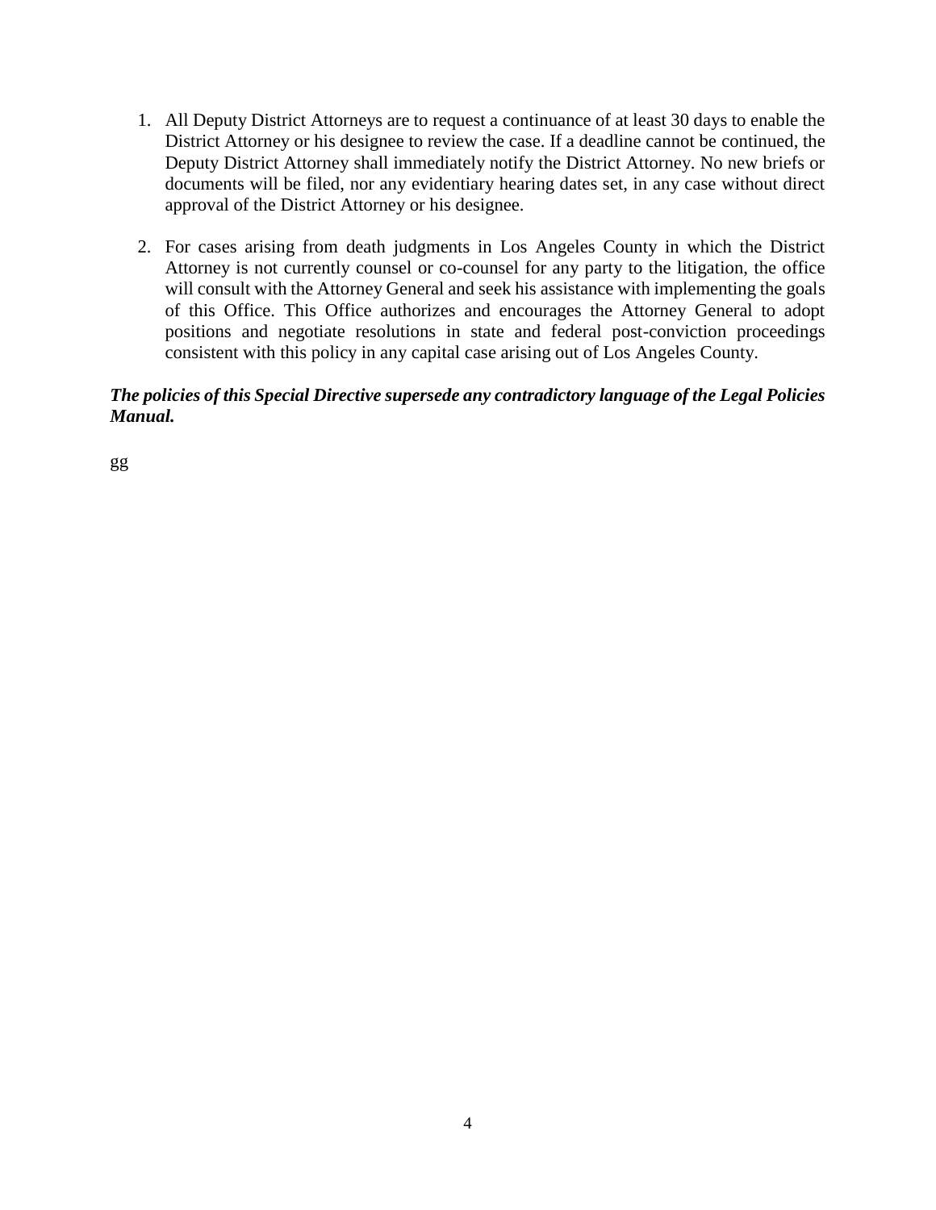1. All Deputy District Attorneys are to request a continuance of at least 30 days to enable the District Attorney or his designee to review the case. If a deadline cannot be continued, the Deputy District Attorney shall immediately notify the District Attorney. No new briefs or documents will be filed, nor any evidentiary hearing dates set, in any case without direct approval of the District Attorney or his designee.

2. For cases arising from death judgments in Los Angeles County in which the District Attorney is not currently counsel or co-counsel for any party to the litigation, the office will consult with the Attorney General and seek his assistance with implementing the goals of this Office. This Office authorizes and encourages the Attorney General to adopt positions and negotiate resolutions in state and federal post-conviction proceedings consistent with this policy in any capital case arising out of Los Angeles County.

***The policies of this Special Directive supersede any contradictory language of the Legal Policies Manual.***

gg